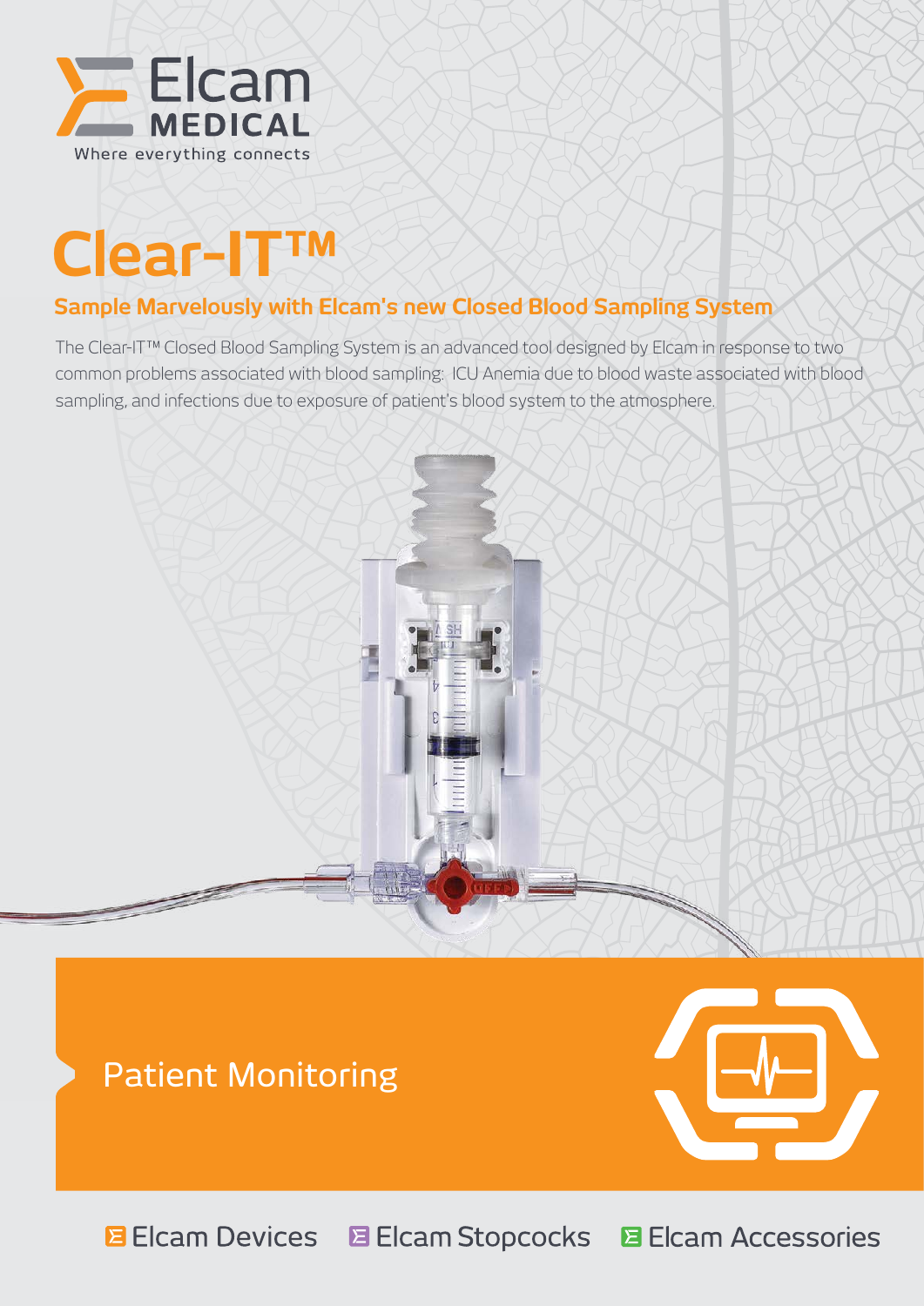Elcam MEDICAL

Where everything connects

# Clear-IT™

## Sample Marvelously with Elcam's new Closed Blood Sampling System

The Clear-IT™ Closed Blood Sampling System is an advanced tool designed by Elcam in response to two common problems associated with blood sampling: ICU Anemia due to blood waste associated with blood sampling, and infections due to exposure of patient's blood system to the atmosphere.

## Patient Monitoring

Elcam Devices Elcam Stopcocks Elcam Accessories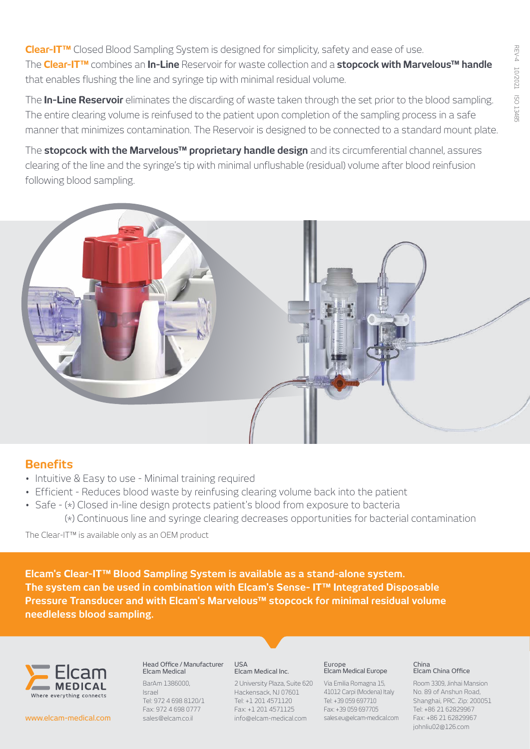**Clear-IT™** Closed Blood Sampling System is designed for simplicity, safety and ease of use. The **Clear-IT™** combines an **In-Line** Reservoir for waste collection and a **stopcock with Marvelous™ handle** that enables flushing the line and syringe tip with minimal residual volume.

The **In-Line Reservoir** eliminates the discarding of waste taken through the set prior to the blood sampling. The entire clearing volume is reinfused to the patient upon completion of the sampling process in a safe manner that minimizes contamination. The Reservoir is designed to be connected to a standard mount plate.

The **stopcock with the Marvelous™ proprietary handle design** and its circumferential channel, assures clearing of the line and the syringe's tip with minimal unflushable (residual) volume after blood reinfusion following blood sampling.

## Benefits

- Intuitive & Easy to use - Minimal training required
- Efficient - Reduces blood waste by reinfusing clearing volume back into the patient
- Safe - (*) Closed in-line design protects patient's blood from exposure to bacteria
  (*) Continuous line and syringe clearing decreases opportunities for bacterial contamination

The Clear-IT™ is available only as an OEM product

**Elcam's Clear-IT™ Blood Sampling System is available as a stand-alone system. The system can be used in combination with Elcam's Sense- IT™ Integrated Disposable Pressure Transducer and with Elcam's Marvelous™ stopcock for minimal residual volume needleless blood sampling.**

Elcam MEDICAL
Where everything connects

www.elcam-medical.com

Head Office / Manufacturer
Elcam Medical
BarAm 1386000,
Israel
Tel: 972 4 698 8120/1
Fax: 972 4 698 0777
sales@elcam.co.il

USA
Elcam Medical Inc.
2 University Plaza, Suite 620
Hackensack, NJ 07601
Tel: +1 201 4571120
Fax: +1 201 4571125
info@elcam-medical.com

Europe
Elcam Medical Europe
Via Emilia Romagna 15,
41012 Carpi (Modena) Italy
Tel: +39 059 697710
Fax: +39 059 697705
sales.eu@elcam-medical.com

China
Elcam China Office
Room 3309, Jinhai Mansion
No. 89 of Anshun Road,
Shanghai, PRC. Zip: 200051
Tel: +86 21 62829967
Fax: +86 21 62829967
johnliu02@126.com

REV-4 10/2021 ISO 13485